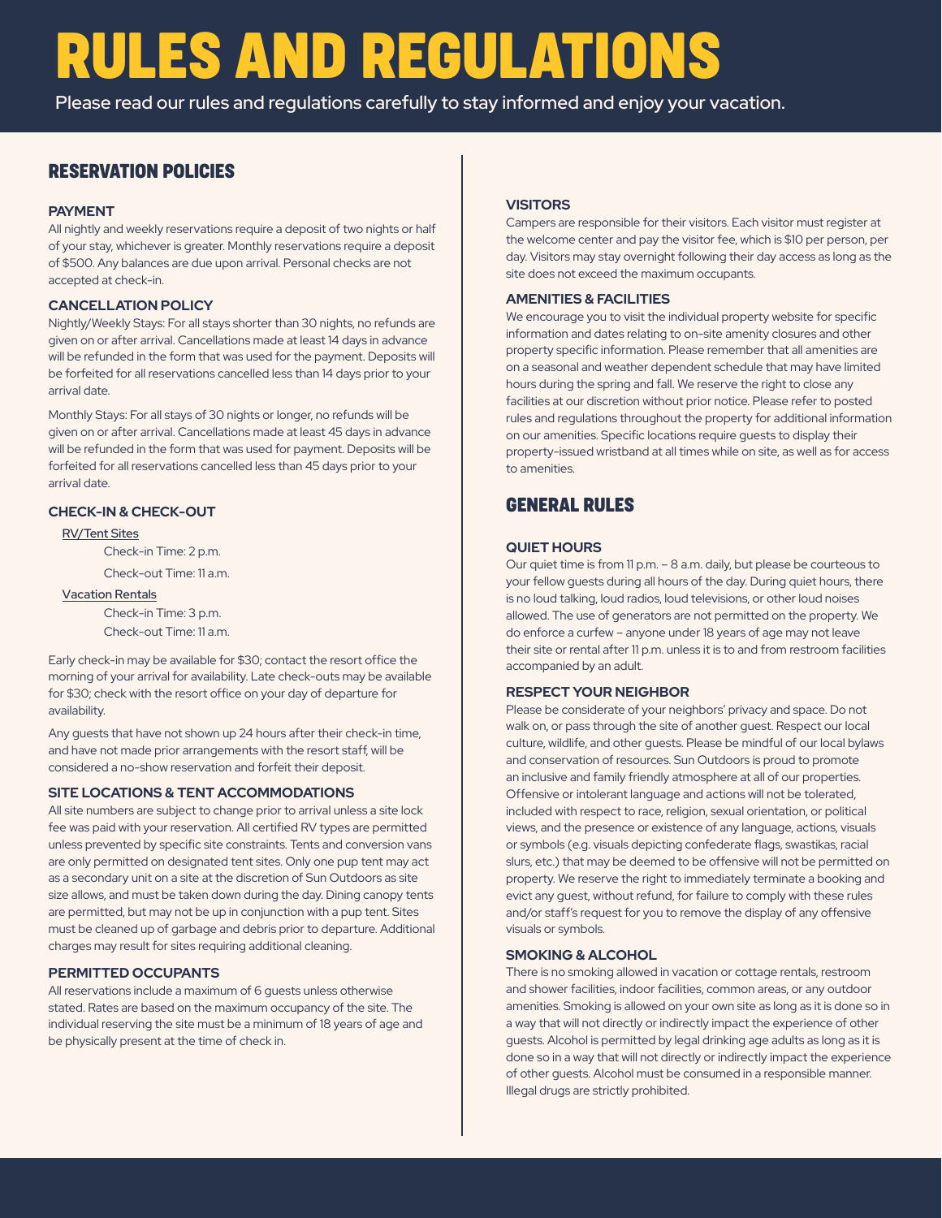# RULES AND REGULATIONS

Please read our rules and regulations carefully to stay informed and enjoy your vacation.

## RESERVATION POLICIES

### PAYMENT

All nightly and weekly reservations require a deposit of two nights or half of your stay, whichever is greater. Monthly reservations require a deposit of $500. Any balances are due upon arrival. Personal checks are not accepted at check-in.

### CANCELLATION POLICY

Nightly/Weekly Stays: For all stays shorter than 30 nights, no refunds are given on or after arrival. Cancellations made at least 14 days in advance will be refunded in the form that was used for the payment. Deposits will be forfeited for all reservations cancelled less than 14 days prior to your arrival date.

Monthly Stays: For all stays of 30 nights or longer, no refunds will be given on or after arrival. Cancellations made at least 45 days in advance will be refunded in the form that was used for payment. Deposits will be forfeited for all reservations cancelled less than 45 days prior to your arrival date.

### CHECK-IN & CHECK-OUT

RV/Tent Sites

- Check-in Time: 2 p.m.
- Check-out Time: 11 a.m.

Vacation Rentals

- Check-in Time: 3 p.m.
- Check-out Time: 11 a.m.

Early check-in may be available for $30; contact the resort office the morning of your arrival for availability. Late check-outs may be available for $30; check with the resort office on your day of departure for availability.

Any guests that have not shown up 24 hours after their check-in time, and have not made prior arrangements with the resort staff, will be considered a no-show reservation and forfeit their deposit.

### SITE LOCATIONS & TENT ACCOMMODATIONS

All site numbers are subject to change prior to arrival unless a site lock fee was paid with your reservation. All certified RV types are permitted unless prevented by specific site constraints. Tents and conversion vans are only permitted on designated tent sites. Only one pup tent may act as a secondary unit on a site at the discretion of Sun Outdoors as site size allows, and must be taken down during the day. Dining canopy tents are permitted, but may not be up in conjunction with a pup tent. Sites must be cleaned up of garbage and debris prior to departure. Additional charges may result for sites requiring additional cleaning.

### PERMITTED OCCUPANTS

All reservations include a maximum of 6 guests unless otherwise stated. Rates are based on the maximum occupancy of the site. The individual reserving the site must be a minimum of 18 years of age and be physically present at the time of check in.

### VISITORS

Campers are responsible for their visitors. Each visitor must register at the welcome center and pay the visitor fee, which is $10 per person, per day. Visitors may stay overnight following their day access as long as the site does not exceed the maximum occupants.

### AMENITIES & FACILITIES

We encourage you to visit the individual property website for specific information and dates relating to on-site amenity closures and other property specific information. Please remember that all amenities are on a seasonal and weather dependent schedule that may have limited hours during the spring and fall. We reserve the right to close any facilities at our discretion without prior notice. Please refer to posted rules and regulations throughout the property for additional information on our amenities. Specific locations require guests to display their property-issued wristband at all times while on site, as well as for access to amenities.

## GENERAL RULES

### QUIET HOURS

Our quiet time is from 11 p.m. – 8 a.m. daily, but please be courteous to your fellow guests during all hours of the day. During quiet hours, there is no loud talking, loud radios, loud televisions, or other loud noises allowed. The use of generators are not permitted on the property. We do enforce a curfew – anyone under 18 years of age may not leave their site or rental after 11 p.m. unless it is to and from restroom facilities accompanied by an adult.

### RESPECT YOUR NEIGHBOR

Please be considerate of your neighbors' privacy and space. Do not walk on, or pass through the site of another guest. Respect our local culture, wildlife, and other guests. Please be mindful of our local bylaws and conservation of resources. Sun Outdoors is proud to promote an inclusive and family friendly atmosphere at all of our properties. Offensive or intolerant language and actions will not be tolerated, included with respect to race, religion, sexual orientation, or political views, and the presence or existence of any language, actions, visuals or symbols (e.g. visuals depicting confederate flags, swastikas, racial slurs, etc.) that may be deemed to be offensive will not be permitted on property. We reserve the right to immediately terminate a booking and evict any guest, without refund, for failure to comply with these rules and/or staff's request for you to remove the display of any offensive visuals or symbols.

### SMOKING & ALCOHOL

There is no smoking allowed in vacation or cottage rentals, restroom and shower facilities, indoor facilities, common areas, or any outdoor amenities. Smoking is allowed on your own site as long as it is done so in a way that will not directly or indirectly impact the experience of other guests. Alcohol is permitted by legal drinking age adults as long as it is done so in a way that will not directly or indirectly impact the experience of other guests. Alcohol must be consumed in a responsible manner. Illegal drugs are strictly prohibited.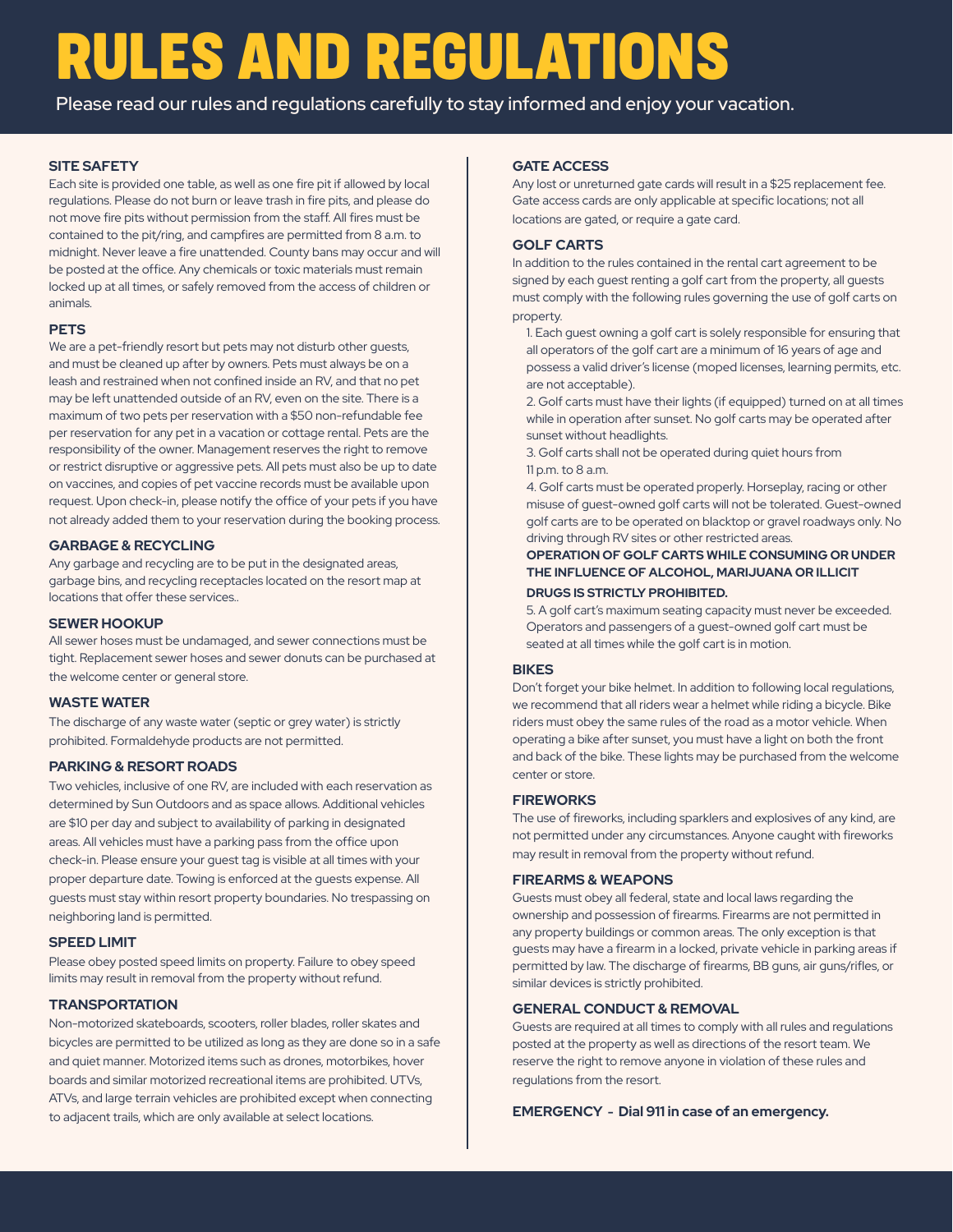# RULES AND REGULATIONS

Please read our rules and regulations carefully to stay informed and enjoy your vacation.

### SITE SAFETY

Each site is provided one table, as well as one fire pit if allowed by local regulations. Please do not burn or leave trash in fire pits, and please do not move fire pits without permission from the staff. All fires must be contained to the pit/ring, and campfires are permitted from 8 a.m. to midnight. Never leave a fire unattended. County bans may occur and will be posted at the office. Any chemicals or toxic materials must remain locked up at all times, or safely removed from the access of children or animals.

### PETS

We are a pet-friendly resort but pets may not disturb other guests, and must be cleaned up after by owners. Pets must always be on a leash and restrained when not confined inside an RV, and that no pet may be left unattended outside of an RV, even on the site. There is a maximum of two pets per reservation with a $50 non-refundable fee per reservation for any pet in a vacation or cottage rental. Pets are the responsibility of the owner. Management reserves the right to remove or restrict disruptive or aggressive pets. All pets must also be up to date on vaccines, and copies of pet vaccine records must be available upon request. Upon check-in, please notify the office of your pets if you have not already added them to your reservation during the booking process.

### GARBAGE & RECYCLING

Any garbage and recycling are to be put in the designated areas, garbage bins, and recycling receptacles located on the resort map at locations that offer these services..

### SEWER HOOKUP

All sewer hoses must be undamaged, and sewer connections must be tight. Replacement sewer hoses and sewer donuts can be purchased at the welcome center or general store.

### WASTE WATER

The discharge of any waste water (septic or grey water) is strictly prohibited. Formaldehyde products are not permitted.

### PARKING & RESORT ROADS

Two vehicles, inclusive of one RV, are included with each reservation as determined by Sun Outdoors and as space allows. Additional vehicles are $10 per day and subject to availability of parking in designated areas. All vehicles must have a parking pass from the office upon check-in. Please ensure your guest tag is visible at all times with your proper departure date. Towing is enforced at the guests expense. All guests must stay within resort property boundaries. No trespassing on neighboring land is permitted.

### SPEED LIMIT

Please obey posted speed limits on property. Failure to obey speed limits may result in removal from the property without refund.

### TRANSPORTATION

Non-motorized skateboards, scooters, roller blades, roller skates and bicycles are permitted to be utilized as long as they are done so in a safe and quiet manner. Motorized items such as drones, motorbikes, hover boards and similar motorized recreational items are prohibited. UTVs, ATVs, and large terrain vehicles are prohibited except when connecting to adjacent trails, which are only available at select locations.

### GATE ACCESS

Any lost or unreturned gate cards will result in a $25 replacement fee. Gate access cards are only applicable at specific locations; not all locations are gated, or require a gate card.

### GOLF CARTS

In addition to the rules contained in the rental cart agreement to be signed by each guest renting a golf cart from the property, all guests must comply with the following rules governing the use of golf carts on property.

1. Each guest owning a golf cart is solely responsible for ensuring that all operators of the golf cart are a minimum of 16 years of age and possess a valid driver's license (moped licenses, learning permits, etc. are not acceptable).
2. Golf carts must have their lights (if equipped) turned on at all times while in operation after sunset. No golf carts may be operated after sunset without headlights.
3. Golf carts shall not be operated during quiet hours from 11 p.m. to 8 a.m.
4. Golf carts must be operated properly. Horseplay, racing or other misuse of guest-owned golf carts will not be tolerated. Guest-owned golf carts are to be operated on blacktop or gravel roadways only. No driving through RV sites or other restricted areas.

   **OPERATION OF GOLF CARTS WHILE CONSUMING OR UNDER THE INFLUENCE OF ALCOHOL, MARIJUANA OR ILLICIT DRUGS IS STRICTLY PROHIBITED.**
5. A golf cart's maximum seating capacity must never be exceeded. Operators and passengers of a guest-owned golf cart must be seated at all times while the golf cart is in motion.

### BIKES

Don't forget your bike helmet. In addition to following local regulations, we recommend that all riders wear a helmet while riding a bicycle. Bike riders must obey the same rules of the road as a motor vehicle. When operating a bike after sunset, you must have a light on both the front and back of the bike. These lights may be purchased from the welcome center or store.

### FIREWORKS

The use of fireworks, including sparklers and explosives of any kind, are not permitted under any circumstances. Anyone caught with fireworks may result in removal from the property without refund.

### FIREARMS & WEAPONS

Guests must obey all federal, state and local laws regarding the ownership and possession of firearms. Firearms are not permitted in any property buildings or common areas. The only exception is that guests may have a firearm in a locked, private vehicle in parking areas if permitted by law. The discharge of firearms, BB guns, air guns/rifles, or similar devices is strictly prohibited.

### GENERAL CONDUCT & REMOVAL

Guests are required at all times to comply with all rules and regulations posted at the property as well as directions of the resort team. We reserve the right to remove anyone in violation of these rules and regulations from the resort.

**EMERGENCY - Dial 911 in case of an emergency.**